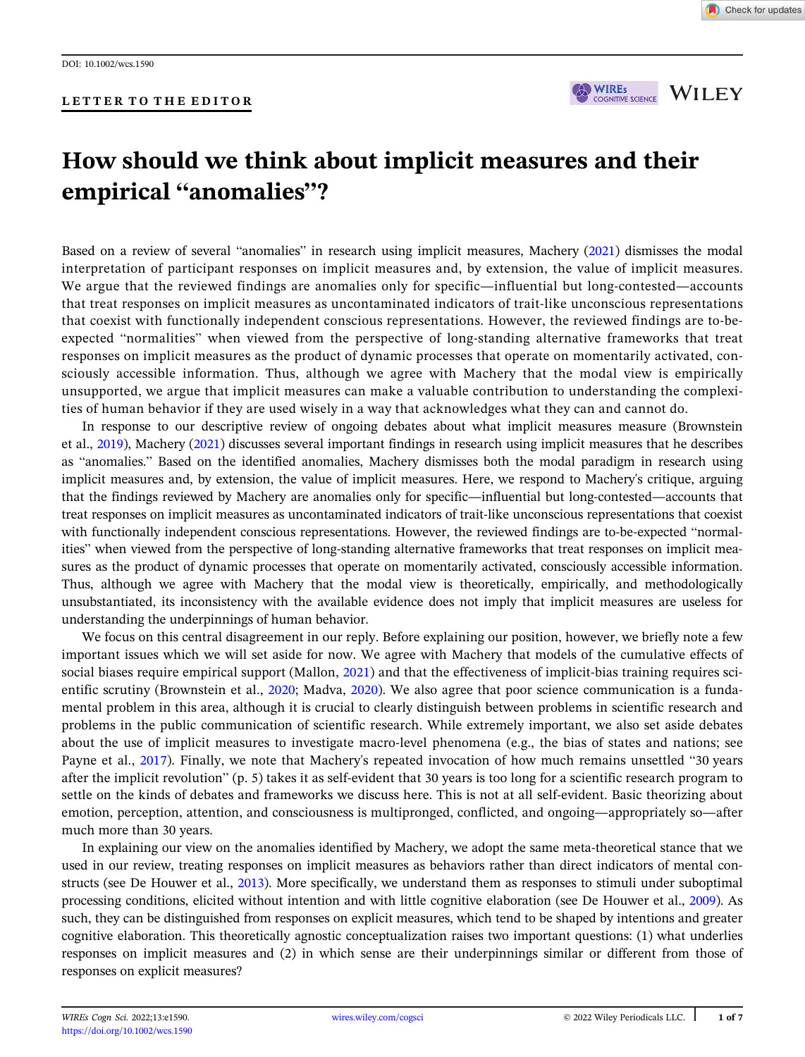DOI: 10.1002/wcs.1590

**LETTER TO THE EDITOR**

# How should we think about implicit measures and their empirical "anomalies"?

Based on a review of several "anomalies" in research using implicit measures, Machery (2021) dismisses the modal interpretation of participant responses on implicit measures and, by extension, the value of implicit measures. We argue that the reviewed findings are anomalies only for specific—influential but long-contested—accounts that treat responses on implicit measures as uncontaminated indicators of trait-like unconscious representations that coexist with functionally independent conscious representations. However, the reviewed findings are to-be-expected "normalities" when viewed from the perspective of long-standing alternative frameworks that treat responses on implicit measures as the product of dynamic processes that operate on momentarily activated, consciously accessible information. Thus, although we agree with Machery that the modal view is empirically unsupported, we argue that implicit measures can make a valuable contribution to understanding the complexities of human behavior if they are used wisely in a way that acknowledges what they can and cannot do.

In response to our descriptive review of ongoing debates about what implicit measures measure (Brownstein et al., 2019), Machery (2021) discusses several important findings in research using implicit measures that he describes as "anomalies." Based on the identified anomalies, Machery dismisses both the modal paradigm in research using implicit measures and, by extension, the value of implicit measures. Here, we respond to Machery's critique, arguing that the findings reviewed by Machery are anomalies only for specific—influential but long-contested—accounts that treat responses on implicit measures as uncontaminated indicators of trait-like unconscious representations that coexist with functionally independent conscious representations. However, the reviewed findings are to-be-expected "normalities" when viewed from the perspective of long-standing alternative frameworks that treat responses on implicit measures as the product of dynamic processes that operate on momentarily activated, consciously accessible information. Thus, although we agree with Machery that the modal view is theoretically, empirically, and methodologically unsubstantiated, its inconsistency with the available evidence does not imply that implicit measures are useless for understanding the underpinnings of human behavior.

We focus on this central disagreement in our reply. Before explaining our position, however, we briefly note a few important issues which we will set aside for now. We agree with Machery that models of the cumulative effects of social biases require empirical support (Mallon, 2021) and that the effectiveness of implicit-bias training requires scientific scrutiny (Brownstein et al., 2020; Madva, 2020). We also agree that poor science communication is a fundamental problem in this area, although it is crucial to clearly distinguish between problems in scientific research and problems in the public communication of scientific research. While extremely important, we also set aside debates about the use of implicit measures to investigate macro-level phenomena (e.g., the bias of states and nations; see Payne et al., 2017). Finally, we note that Machery's repeated invocation of how much remains unsettled "30 years after the implicit revolution" (p. 5) takes it as self-evident that 30 years is too long for a scientific research program to settle on the kinds of debates and frameworks we discuss here. This is not at all self-evident. Basic theorizing about emotion, perception, attention, and consciousness is multipronged, conflicted, and ongoing—appropriately so—after much more than 30 years.

In explaining our view on the anomalies identified by Machery, we adopt the same meta-theoretical stance that we used in our review, treating responses on implicit measures as behaviors rather than direct indicators of mental constructs (see De Houwer et al., 2013). More specifically, we understand them as responses to stimuli under suboptimal processing conditions, elicited without intention and with little cognitive elaboration (see De Houwer et al., 2009). As such, they can be distinguished from responses on explicit measures, which tend to be shaped by intentions and greater cognitive elaboration. This theoretically agnostic conceptualization raises two important questions: (1) what underlies responses on implicit measures and (2) in which sense are their underpinnings similar or different from those of responses on explicit measures?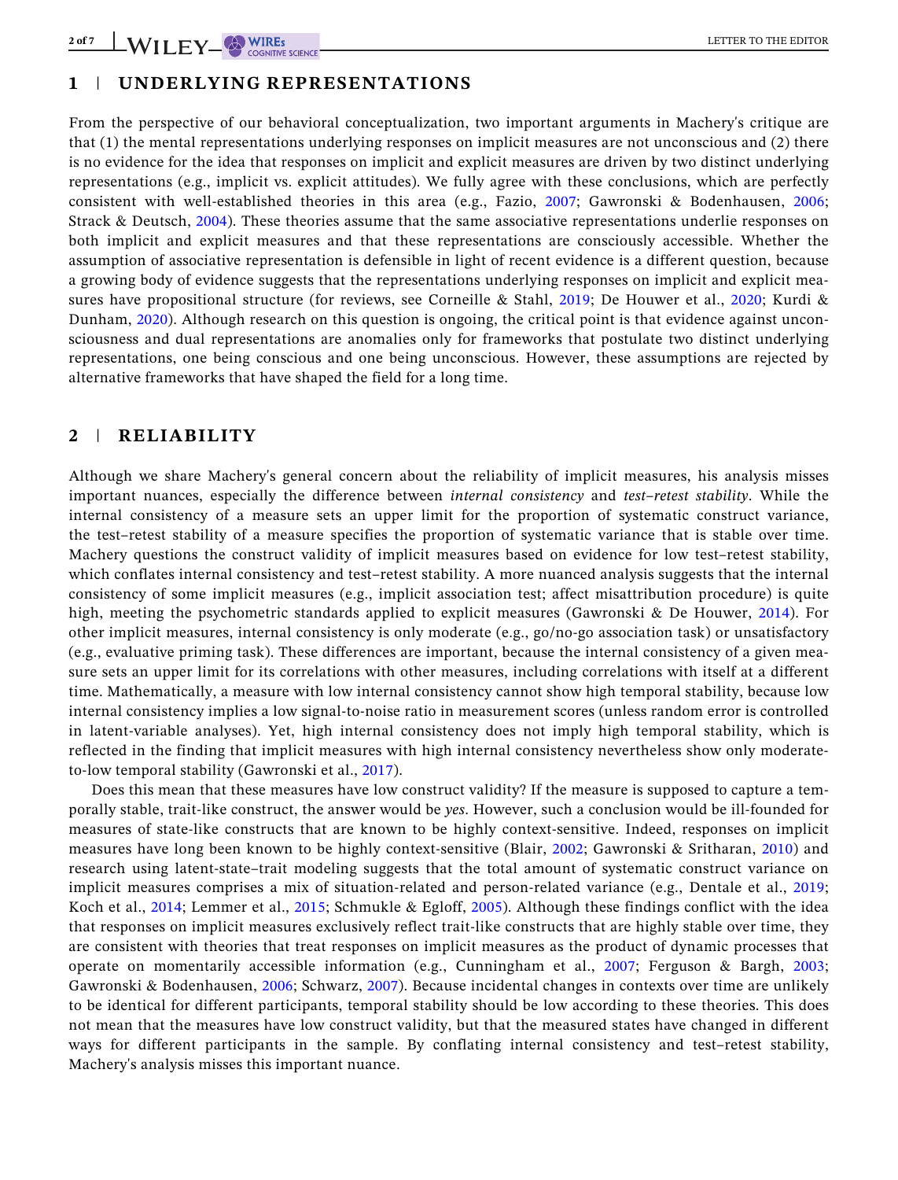## 1 | UNDERLYING REPRESENTATIONS

From the perspective of our behavioral conceptualization, two important arguments in Machery's critique are that (1) the mental representations underlying responses on implicit measures are not unconscious and (2) there is no evidence for the idea that responses on implicit and explicit measures are driven by two distinct underlying representations (e.g., implicit vs. explicit attitudes). We fully agree with these conclusions, which are perfectly consistent with well-established theories in this area (e.g., Fazio, 2007; Gawronski & Bodenhausen, 2006; Strack & Deutsch, 2004). These theories assume that the same associative representations underlie responses on both implicit and explicit measures and that these representations are consciously accessible. Whether the assumption of associative representation is defensible in light of recent evidence is a different question, because a growing body of evidence suggests that the representations underlying responses on implicit and explicit measures have propositional structure (for reviews, see Corneille & Stahl, 2019; De Houwer et al., 2020; Kurdi & Dunham, 2020). Although research on this question is ongoing, the critical point is that evidence against unconsciousness and dual representations are anomalies only for frameworks that postulate two distinct underlying representations, one being conscious and one being unconscious. However, these assumptions are rejected by alternative frameworks that have shaped the field for a long time.

## 2 | RELIABILITY

Although we share Machery's general concern about the reliability of implicit measures, his analysis misses important nuances, especially the difference between *internal consistency* and *test–retest stability*. While the internal consistency of a measure sets an upper limit for the proportion of systematic construct variance, the test–retest stability of a measure specifies the proportion of systematic variance that is stable over time. Machery questions the construct validity of implicit measures based on evidence for low test–retest stability, which conflates internal consistency and test–retest stability. A more nuanced analysis suggests that the internal consistency of some implicit measures (e.g., implicit association test; affect misattribution procedure) is quite high, meeting the psychometric standards applied to explicit measures (Gawronski & De Houwer, 2014). For other implicit measures, internal consistency is only moderate (e.g., go/no-go association task) or unsatisfactory (e.g., evaluative priming task). These differences are important, because the internal consistency of a given measure sets an upper limit for its correlations with other measures, including correlations with itself at a different time. Mathematically, a measure with low internal consistency cannot show high temporal stability, because low internal consistency implies a low signal-to-noise ratio in measurement scores (unless random error is controlled in latent-variable analyses). Yet, high internal consistency does not imply high temporal stability, which is reflected in the finding that implicit measures with high internal consistency nevertheless show only moderate-to-low temporal stability (Gawronski et al., 2017).

Does this mean that these measures have low construct validity? If the measure is supposed to capture a temporally stable, trait-like construct, the answer would be *yes*. However, such a conclusion would be ill-founded for measures of state-like constructs that are known to be highly context-sensitive. Indeed, responses on implicit measures have long been known to be highly context-sensitive (Blair, 2002; Gawronski & Sritharan, 2010) and research using latent-state–trait modeling suggests that the total amount of systematic construct variance on implicit measures comprises a mix of situation-related and person-related variance (e.g., Dentale et al., 2019; Koch et al., 2014; Lemmer et al., 2015; Schmukle & Egloff, 2005). Although these findings conflict with the idea that responses on implicit measures exclusively reflect trait-like constructs that are highly stable over time, they are consistent with theories that treat responses on implicit measures as the product of dynamic processes that operate on momentarily accessible information (e.g., Cunningham et al., 2007; Ferguson & Bargh, 2003; Gawronski & Bodenhausen, 2006; Schwarz, 2007). Because incidental changes in contexts over time are unlikely to be identical for different participants, temporal stability should be low according to these theories. This does not mean that the measures have low construct validity, but that the measured states have changed in different ways for different participants in the sample. By conflating internal consistency and test–retest stability, Machery's analysis misses this important nuance.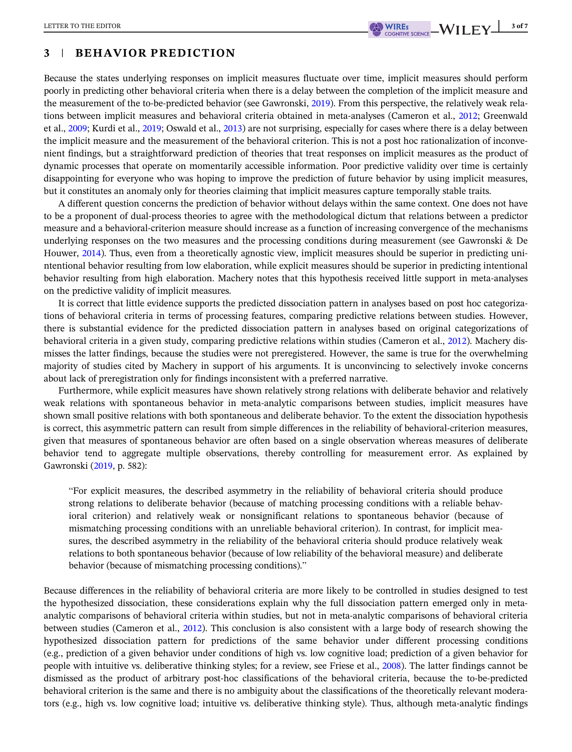## 3 | BEHAVIOR PREDICTION

Because the states underlying responses on implicit measures fluctuate over time, implicit measures should perform poorly in predicting other behavioral criteria when there is a delay between the completion of the implicit measure and the measurement of the to-be-predicted behavior (see Gawronski, 2019). From this perspective, the relatively weak relations between implicit measures and behavioral criteria obtained in meta-analyses (Cameron et al., 2012; Greenwald et al., 2009; Kurdi et al., 2019; Oswald et al., 2013) are not surprising, especially for cases where there is a delay between the implicit measure and the measurement of the behavioral criterion. This is not a post hoc rationalization of inconvenient findings, but a straightforward prediction of theories that treat responses on implicit measures as the product of dynamic processes that operate on momentarily accessible information. Poor predictive validity over time is certainly disappointing for everyone who was hoping to improve the prediction of future behavior by using implicit measures, but it constitutes an anomaly only for theories claiming that implicit measures capture temporally stable traits.

A different question concerns the prediction of behavior without delays within the same context. One does not have to be a proponent of dual-process theories to agree with the methodological dictum that relations between a predictor measure and a behavioral-criterion measure should increase as a function of increasing convergence of the mechanisms underlying responses on the two measures and the processing conditions during measurement (see Gawronski & De Houwer, 2014). Thus, even from a theoretically agnostic view, implicit measures should be superior in predicting unintentional behavior resulting from low elaboration, while explicit measures should be superior in predicting intentional behavior resulting from high elaboration. Machery notes that this hypothesis received little support in meta-analyses on the predictive validity of implicit measures.

It is correct that little evidence supports the predicted dissociation pattern in analyses based on post hoc categorizations of behavioral criteria in terms of processing features, comparing predictive relations between studies. However, there is substantial evidence for the predicted dissociation pattern in analyses based on original categorizations of behavioral criteria in a given study, comparing predictive relations within studies (Cameron et al., 2012). Machery dismisses the latter findings, because the studies were not preregistered. However, the same is true for the overwhelming majority of studies cited by Machery in support of his arguments. It is unconvincing to selectively invoke concerns about lack of preregistration only for findings inconsistent with a preferred narrative.

Furthermore, while explicit measures have shown relatively strong relations with deliberate behavior and relatively weak relations with spontaneous behavior in meta-analytic comparisons between studies, implicit measures have shown small positive relations with both spontaneous and deliberate behavior. To the extent the dissociation hypothesis is correct, this asymmetric pattern can result from simple differences in the reliability of behavioral-criterion measures, given that measures of spontaneous behavior are often based on a single observation whereas measures of deliberate behavior tend to aggregate multiple observations, thereby controlling for measurement error. As explained by Gawronski (2019, p. 582):

> "For explicit measures, the described asymmetry in the reliability of behavioral criteria should produce strong relations to deliberate behavior (because of matching processing conditions with a reliable behavioral criterion) and relatively weak or nonsignificant relations to spontaneous behavior (because of mismatching processing conditions with an unreliable behavioral criterion). In contrast, for implicit measures, the described asymmetry in the reliability of the behavioral criteria should produce relatively weak relations to both spontaneous behavior (because of low reliability of the behavioral measure) and deliberate behavior (because of mismatching processing conditions)."

Because differences in the reliability of behavioral criteria are more likely to be controlled in studies designed to test the hypothesized dissociation, these considerations explain why the full dissociation pattern emerged only in meta-analytic comparisons of behavioral criteria within studies, but not in meta-analytic comparisons of behavioral criteria between studies (Cameron et al., 2012). This conclusion is also consistent with a large body of research showing the hypothesized dissociation pattern for predictions of the same behavior under different processing conditions (e.g., prediction of a given behavior under conditions of high vs. low cognitive load; prediction of a given behavior for people with intuitive vs. deliberative thinking styles; for a review, see Friese et al., 2008). The latter findings cannot be dismissed as the product of arbitrary post-hoc classifications of the behavioral criteria, because the to-be-predicted behavioral criterion is the same and there is no ambiguity about the classifications of the theoretically relevant moderators (e.g., high vs. low cognitive load; intuitive vs. deliberative thinking style). Thus, although meta-analytic findings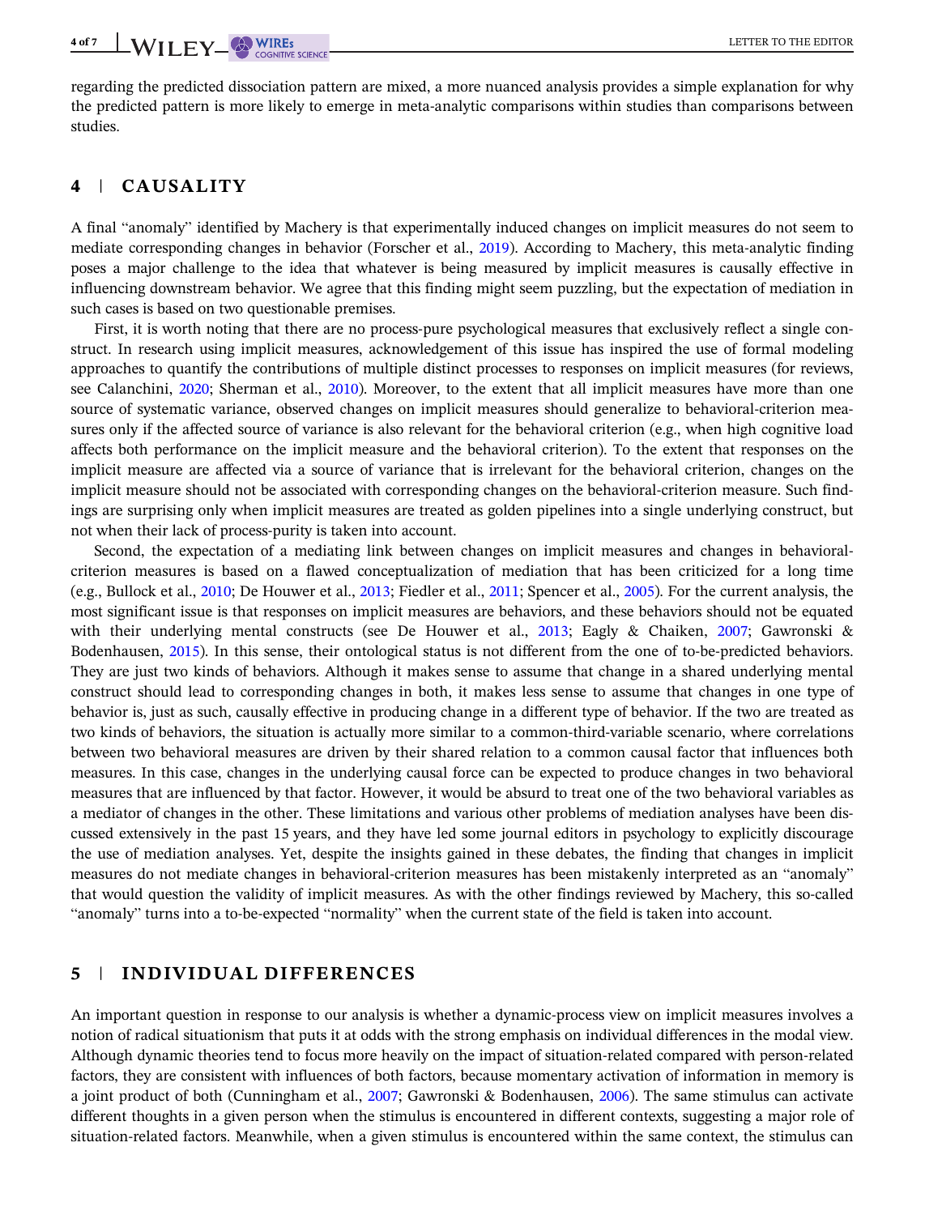regarding the predicted dissociation pattern are mixed, a more nuanced analysis provides a simple explanation for why the predicted pattern is more likely to emerge in meta-analytic comparisons within studies than comparisons between studies.

## 4 | CAUSALITY

A final "anomaly" identified by Machery is that experimentally induced changes on implicit measures do not seem to mediate corresponding changes in behavior (Forscher et al., 2019). According to Machery, this meta-analytic finding poses a major challenge to the idea that whatever is being measured by implicit measures is causally effective in influencing downstream behavior. We agree that this finding might seem puzzling, but the expectation of mediation in such cases is based on two questionable premises.

First, it is worth noting that there are no process-pure psychological measures that exclusively reflect a single construct. In research using implicit measures, acknowledgement of this issue has inspired the use of formal modeling approaches to quantify the contributions of multiple distinct processes to responses on implicit measures (for reviews, see Calanchini, 2020; Sherman et al., 2010). Moreover, to the extent that all implicit measures have more than one source of systematic variance, observed changes on implicit measures should generalize to behavioral-criterion measures only if the affected source of variance is also relevant for the behavioral criterion (e.g., when high cognitive load affects both performance on the implicit measure and the behavioral criterion). To the extent that responses on the implicit measure are affected via a source of variance that is irrelevant for the behavioral criterion, changes on the implicit measure should not be associated with corresponding changes on the behavioral-criterion measure. Such findings are surprising only when implicit measures are treated as golden pipelines into a single underlying construct, but not when their lack of process-purity is taken into account.

Second, the expectation of a mediating link between changes on implicit measures and changes in behavioral-criterion measures is based on a flawed conceptualization of mediation that has been criticized for a long time (e.g., Bullock et al., 2010; De Houwer et al., 2013; Fiedler et al., 2011; Spencer et al., 2005). For the current analysis, the most significant issue is that responses on implicit measures are behaviors, and these behaviors should not be equated with their underlying mental constructs (see De Houwer et al., 2013; Eagly & Chaiken, 2007; Gawronski & Bodenhausen, 2015). In this sense, their ontological status is not different from the one of to-be-predicted behaviors. They are just two kinds of behaviors. Although it makes sense to assume that change in a shared underlying mental construct should lead to corresponding changes in both, it makes less sense to assume that changes in one type of behavior is, just as such, causally effective in producing change in a different type of behavior. If the two are treated as two kinds of behaviors, the situation is actually more similar to a common-third-variable scenario, where correlations between two behavioral measures are driven by their shared relation to a common causal factor that influences both measures. In this case, changes in the underlying causal force can be expected to produce changes in two behavioral measures that are influenced by that factor. However, it would be absurd to treat one of the two behavioral variables as a mediator of changes in the other. These limitations and various other problems of mediation analyses have been discussed extensively in the past 15 years, and they have led some journal editors in psychology to explicitly discourage the use of mediation analyses. Yet, despite the insights gained in these debates, the finding that changes in implicit measures do not mediate changes in behavioral-criterion measures has been mistakenly interpreted as an "anomaly" that would question the validity of implicit measures. As with the other findings reviewed by Machery, this so-called "anomaly" turns into a to-be-expected "normality" when the current state of the field is taken into account.

## 5 | INDIVIDUAL DIFFERENCES

An important question in response to our analysis is whether a dynamic-process view on implicit measures involves a notion of radical situationism that puts it at odds with the strong emphasis on individual differences in the modal view. Although dynamic theories tend to focus more heavily on the impact of situation-related compared with person-related factors, they are consistent with influences of both factors, because momentary activation of information in memory is a joint product of both (Cunningham et al., 2007; Gawronski & Bodenhausen, 2006). The same stimulus can activate different thoughts in a given person when the stimulus is encountered in different contexts, suggesting a major role of situation-related factors. Meanwhile, when a given stimulus is encountered within the same context, the stimulus can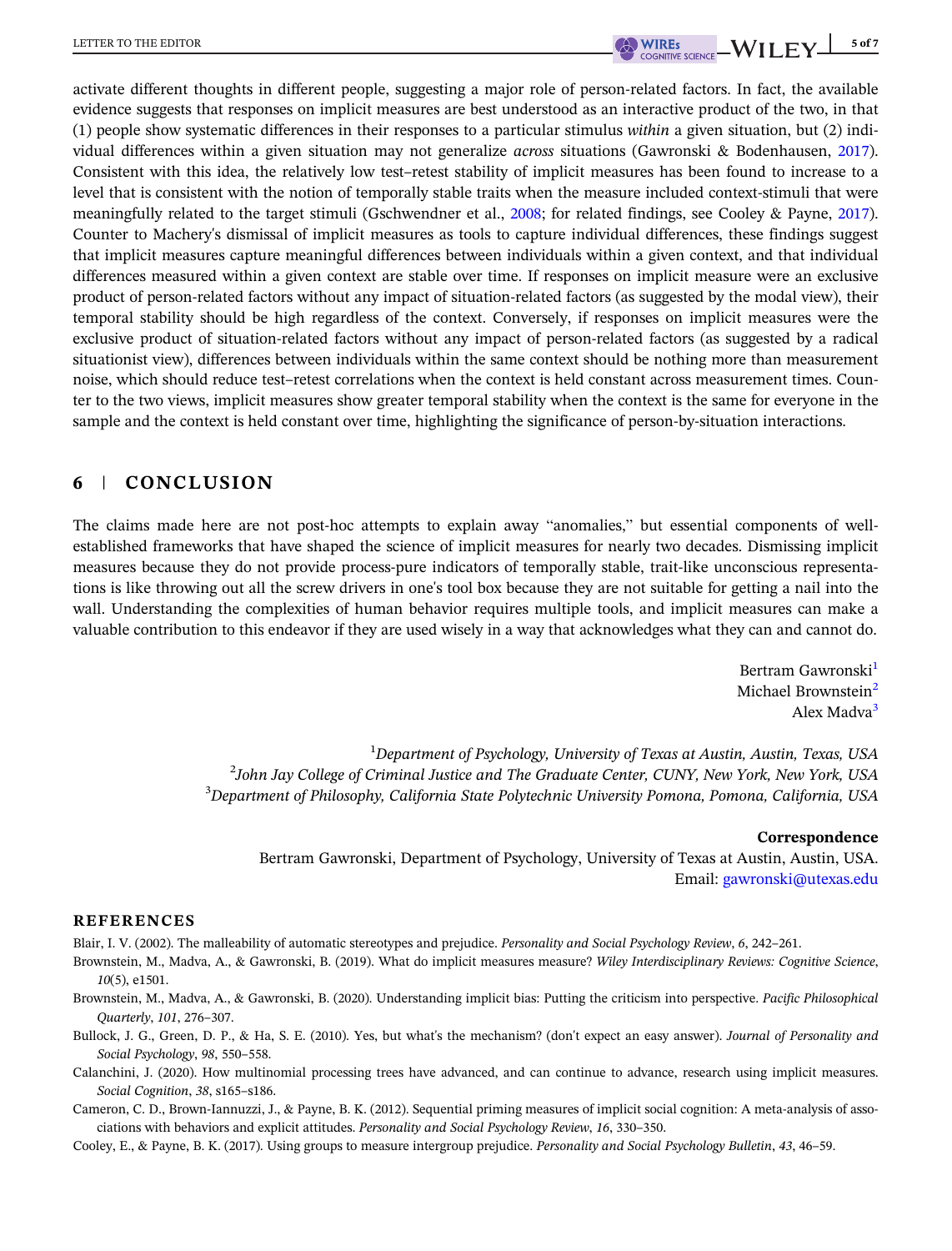activate different thoughts in different people, suggesting a major role of person-related factors. In fact, the available evidence suggests that responses on implicit measures are best understood as an interactive product of the two, in that (1) people show systematic differences in their responses to a particular stimulus *within* a given situation, but (2) individual differences within a given situation may not generalize *across* situations (Gawronski & Bodenhausen, 2017). Consistent with this idea, the relatively low test–retest stability of implicit measures has been found to increase to a level that is consistent with the notion of temporally stable traits when the measure included context-stimuli that were meaningfully related to the target stimuli (Gschwendner et al., 2008; for related findings, see Cooley & Payne, 2017). Counter to Machery's dismissal of implicit measures as tools to capture individual differences, these findings suggest that implicit measures capture meaningful differences between individuals within a given context, and that individual differences measured within a given context are stable over time. If responses on implicit measure were an exclusive product of person-related factors without any impact of situation-related factors (as suggested by the modal view), their temporal stability should be high regardless of the context. Conversely, if responses on implicit measures were the exclusive product of situation-related factors without any impact of person-related factors (as suggested by a radical situationist view), differences between individuals within the same context should be nothing more than measurement noise, which should reduce test–retest correlations when the context is held constant across measurement times. Counter to the two views, implicit measures show greater temporal stability when the context is the same for everyone in the sample and the context is held constant over time, highlighting the significance of person-by-situation interactions.

## 6 | CONCLUSION

The claims made here are not post-hoc attempts to explain away "anomalies," but essential components of well-established frameworks that have shaped the science of implicit measures for nearly two decades. Dismissing implicit measures because they do not provide process-pure indicators of temporally stable, trait-like unconscious representations is like throwing out all the screw drivers in one's tool box because they are not suitable for getting a nail into the wall. Understanding the complexities of human behavior requires multiple tools, and implicit measures can make a valuable contribution to this endeavor if they are used wisely in a way that acknowledges what they can and cannot do.

Bertram Gawronski[1]
Michael Brownstein[2]
Alex Madva[3]

[1]*Department of Psychology, University of Texas at Austin, Austin, Texas, USA*
[2]*John Jay College of Criminal Justice and The Graduate Center, CUNY, New York, New York, USA*
[3]*Department of Philosophy, California State Polytechnic University Pomona, Pomona, California, USA*

**Correspondence**
Bertram Gawronski, Department of Psychology, University of Texas at Austin, Austin, USA.
Email: gawronski@utexas.edu

### REFERENCES

Blair, I. V. (2002). The malleability of automatic stereotypes and prejudice. *Personality and Social Psychology Review*, *6*, 242–261.

Brownstein, M., Madva, A., & Gawronski, B. (2019). What do implicit measures measure? *Wiley Interdisciplinary Reviews: Cognitive Science*, *10*(5), e1501.

Brownstein, M., Madva, A., & Gawronski, B. (2020). Understanding implicit bias: Putting the criticism into perspective. *Pacific Philosophical Quarterly*, *101*, 276–307.

Bullock, J. G., Green, D. P., & Ha, S. E. (2010). Yes, but what's the mechanism? (don't expect an easy answer). *Journal of Personality and Social Psychology*, *98*, 550–558.

Calanchini, J. (2020). How multinomial processing trees have advanced, and can continue to advance, research using implicit measures. *Social Cognition*, *38*, s165–s186.

Cameron, C. D., Brown-Iannuzzi, J., & Payne, B. K. (2012). Sequential priming measures of implicit social cognition: A meta-analysis of associations with behaviors and explicit attitudes. *Personality and Social Psychology Review*, *16*, 330–350.

Cooley, E., & Payne, B. K. (2017). Using groups to measure intergroup prejudice. *Personality and Social Psychology Bulletin*, *43*, 46–59.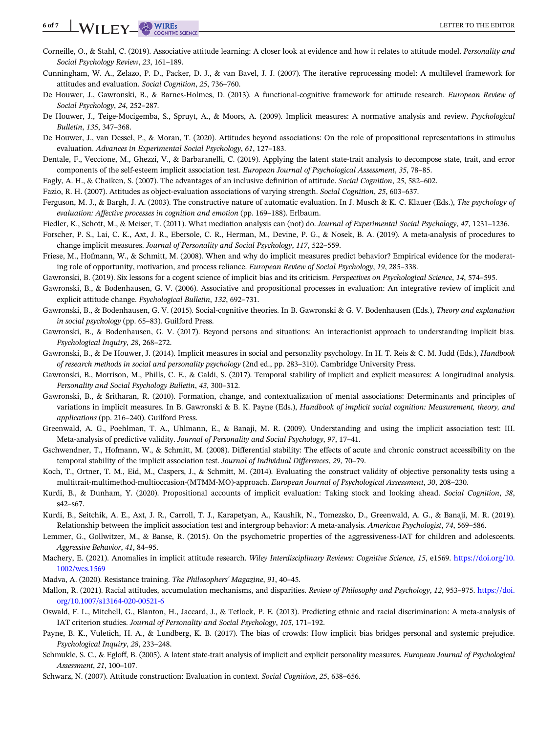Corneille, O., & Stahl, C. (2019). Associative attitude learning: A closer look at evidence and how it relates to attitude model. *Personality and Social Psychology Review*, *23*, 161–189.

Cunningham, W. A., Zelazo, P. D., Packer, D. J., & van Bavel, J. J. (2007). The iterative reprocessing model: A multilevel framework for attitudes and evaluation. *Social Cognition*, *25*, 736–760.

De Houwer, J., Gawronski, B., & Barnes-Holmes, D. (2013). A functional-cognitive framework for attitude research. *European Review of Social Psychology*, *24*, 252–287.

De Houwer, J., Teige-Mocigemba, S., Spruyt, A., & Moors, A. (2009). Implicit measures: A normative analysis and review. *Psychological Bulletin*, *135*, 347–368.

De Houwer, J., van Dessel, P., & Moran, T. (2020). Attitudes beyond associations: On the role of propositional representations in stimulus evaluation. *Advances in Experimental Social Psychology*, *61*, 127–183.

Dentale, F., Veccione, M., Ghezzi, V., & Barbaranelli, C. (2019). Applying the latent state-trait analysis to decompose state, trait, and error components of the self-esteem implicit association test. *European Journal of Psychological Assessment*, *35*, 78–85.

Eagly, A. H., & Chaiken, S. (2007). The advantages of an inclusive definition of attitude. *Social Cognition*, *25*, 582–602.

Fazio, R. H. (2007). Attitudes as object-evaluation associations of varying strength. *Social Cognition*, *25*, 603–637.

Ferguson, M. J., & Bargh, J. A. (2003). The constructive nature of automatic evaluation. In J. Musch & K. C. Klauer (Eds.), *The psychology of evaluation: Affective processes in cognition and emotion* (pp. 169–188). Erlbaum.

Fiedler, K., Schott, M., & Meiser, T. (2011). What mediation analysis can (not) do. *Journal of Experimental Social Psychology*, *47*, 1231–1236.

Forscher, P. S., Lai, C. K., Axt, J. R., Ebersole, C. R., Herman, M., Devine, P. G., & Nosek, B. A. (2019). A meta-analysis of procedures to change implicit measures. *Journal of Personality and Social Psychology*, *117*, 522–559.

Friese, M., Hofmann, W., & Schmitt, M. (2008). When and why do implicit measures predict behavior? Empirical evidence for the moderating role of opportunity, motivation, and process reliance. *European Review of Social Psychology*, *19*, 285–338.

Gawronski, B. (2019). Six lessons for a cogent science of implicit bias and its criticism. *Perspectives on Psychological Science*, *14*, 574–595.

Gawronski, B., & Bodenhausen, G. V. (2006). Associative and propositional processes in evaluation: An integrative review of implicit and explicit attitude change. *Psychological Bulletin*, *132*, 692–731.

Gawronski, B., & Bodenhausen, G. V. (2015). Social-cognitive theories. In B. Gawronski & G. V. Bodenhausen (Eds.), *Theory and explanation in social psychology* (pp. 65–83). Guilford Press.

Gawronski, B., & Bodenhausen, G. V. (2017). Beyond persons and situations: An interactionist approach to understanding implicit bias. *Psychological Inquiry*, *28*, 268–272.

Gawronski, B., & De Houwer, J. (2014). Implicit measures in social and personality psychology. In H. T. Reis & C. M. Judd (Eds.), *Handbook of research methods in social and personality psychology* (2nd ed., pp. 283–310). Cambridge University Press.

Gawronski, B., Morrison, M., Phills, C. E., & Galdi, S. (2017). Temporal stability of implicit and explicit measures: A longitudinal analysis. *Personality and Social Psychology Bulletin*, *43*, 300–312.

Gawronski, B., & Sritharan, R. (2010). Formation, change, and contextualization of mental associations: Determinants and principles of variations in implicit measures. In B. Gawronski & B. K. Payne (Eds.), *Handbook of implicit social cognition: Measurement, theory, and applications* (pp. 216–240). Guilford Press.

Greenwald, A. G., Poehlman, T. A., Uhlmann, E., & Banaji, M. R. (2009). Understanding and using the implicit association test: III. Meta-analysis of predictive validity. *Journal of Personality and Social Psychology*, *97*, 17–41.

Gschwendner, T., Hofmann, W., & Schmitt, M. (2008). Differential stability: The effects of acute and chronic construct accessibility on the temporal stability of the implicit association test. *Journal of Individual Differences*, *29*, 70–79.

Koch, T., Ortner, T. M., Eid, M., Caspers, J., & Schmitt, M. (2014). Evaluating the construct validity of objective personality tests using a multitrait-multimethod-multioccasion-(MTMM-MO)-approach. *European Journal of Psychological Assessment*, *30*, 208–230.

Kurdi, B., & Dunham, Y. (2020). Propositional accounts of implicit evaluation: Taking stock and looking ahead. *Social Cognition*, *38*, s42–s67.

Kurdi, B., Seitchik, A. E., Axt, J. R., Carroll, T. J., Karapetyan, A., Kaushik, N., Tomezsko, D., Greenwald, A. G., & Banaji, M. R. (2019). Relationship between the implicit association test and intergroup behavior: A meta-analysis. *American Psychologist*, *74*, 569–586.

Lemmer, G., Gollwitzer, M., & Banse, R. (2015). On the psychometric properties of the aggressiveness-IAT for children and adolescents. *Aggressive Behavior*, *41*, 84–95.

Machery, E. (2021). Anomalies in implicit attitude research. *Wiley Interdisciplinary Reviews: Cognitive Science*, *15*, e1569. https://doi.org/10.1002/wcs.1569

Madva, A. (2020). Resistance training. *The Philosophers' Magazine*, *91*, 40–45.

Mallon, R. (2021). Racial attitudes, accumulation mechanisms, and disparities. *Review of Philosophy and Psychology*, *12*, 953–975. https://doi.org/10.1007/s13164-020-00521-6

Oswald, F. L., Mitchell, G., Blanton, H., Jaccard, J., & Tetlock, P. E. (2013). Predicting ethnic and racial discrimination: A meta-analysis of IAT criterion studies. *Journal of Personality and Social Psychology*, *105*, 171–192.

Payne, B. K., Vuletich, H. A., & Lundberg, K. B. (2017). The bias of crowds: How implicit bias bridges personal and systemic prejudice. *Psychological Inquiry*, *28*, 233–248.

Schmukle, S. C., & Egloff, B. (2005). A latent state-trait analysis of implicit and explicit personality measures. *European Journal of Psychological Assessment*, *21*, 100–107.

Schwarz, N. (2007). Attitude construction: Evaluation in context. *Social Cognition*, *25*, 638–656.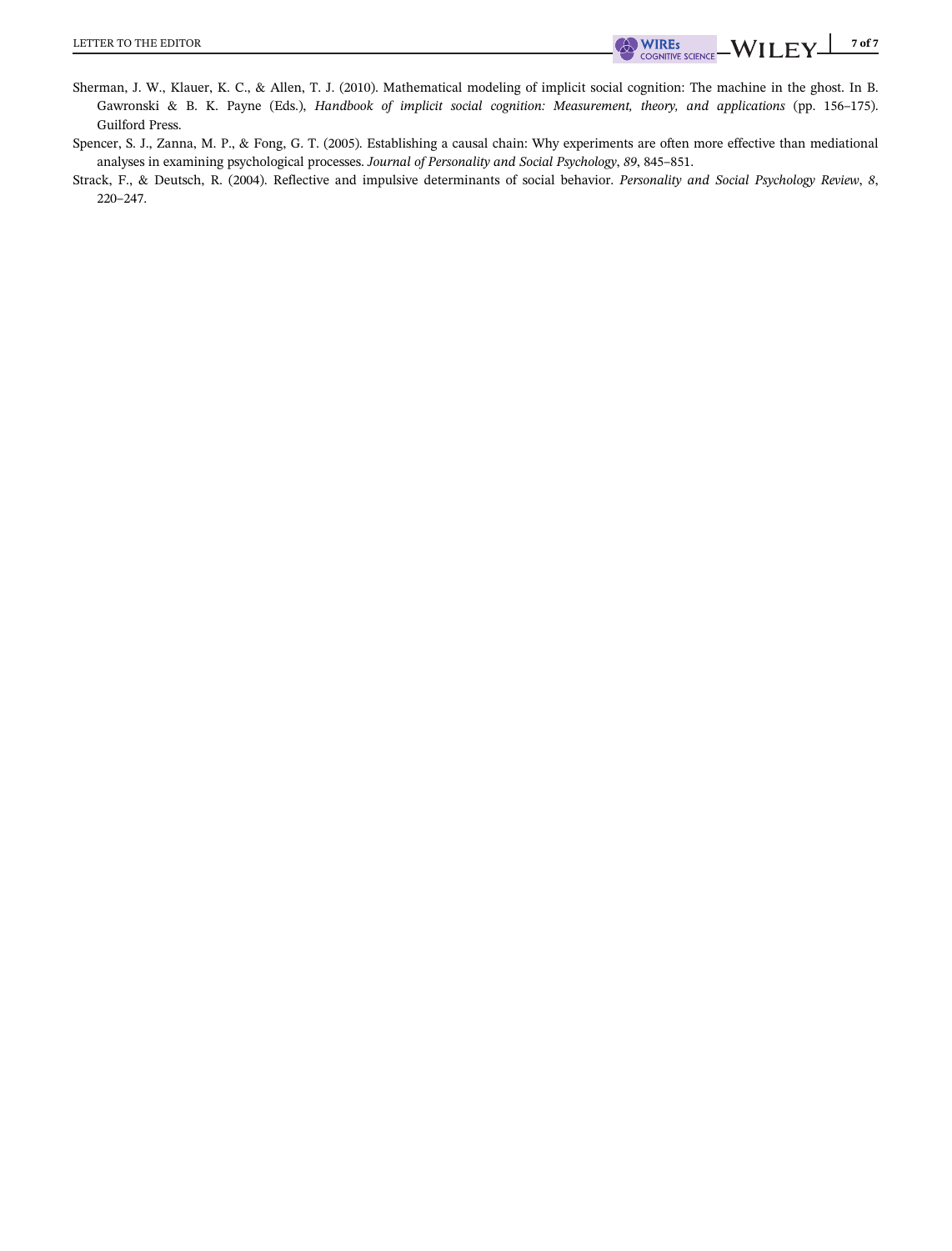Sherman, J. W., Klauer, K. C., & Allen, T. J. (2010). Mathematical modeling of implicit social cognition: The machine in the ghost. In B. Gawronski & B. K. Payne (Eds.), *Handbook of implicit social cognition: Measurement, theory, and applications* (pp. 156–175). Guilford Press.

Spencer, S. J., Zanna, M. P., & Fong, G. T. (2005). Establishing a causal chain: Why experiments are often more effective than mediational analyses in examining psychological processes. *Journal of Personality and Social Psychology*, *89*, 845–851.

Strack, F., & Deutsch, R. (2004). Reflective and impulsive determinants of social behavior. *Personality and Social Psychology Review*, *8*, 220–247.